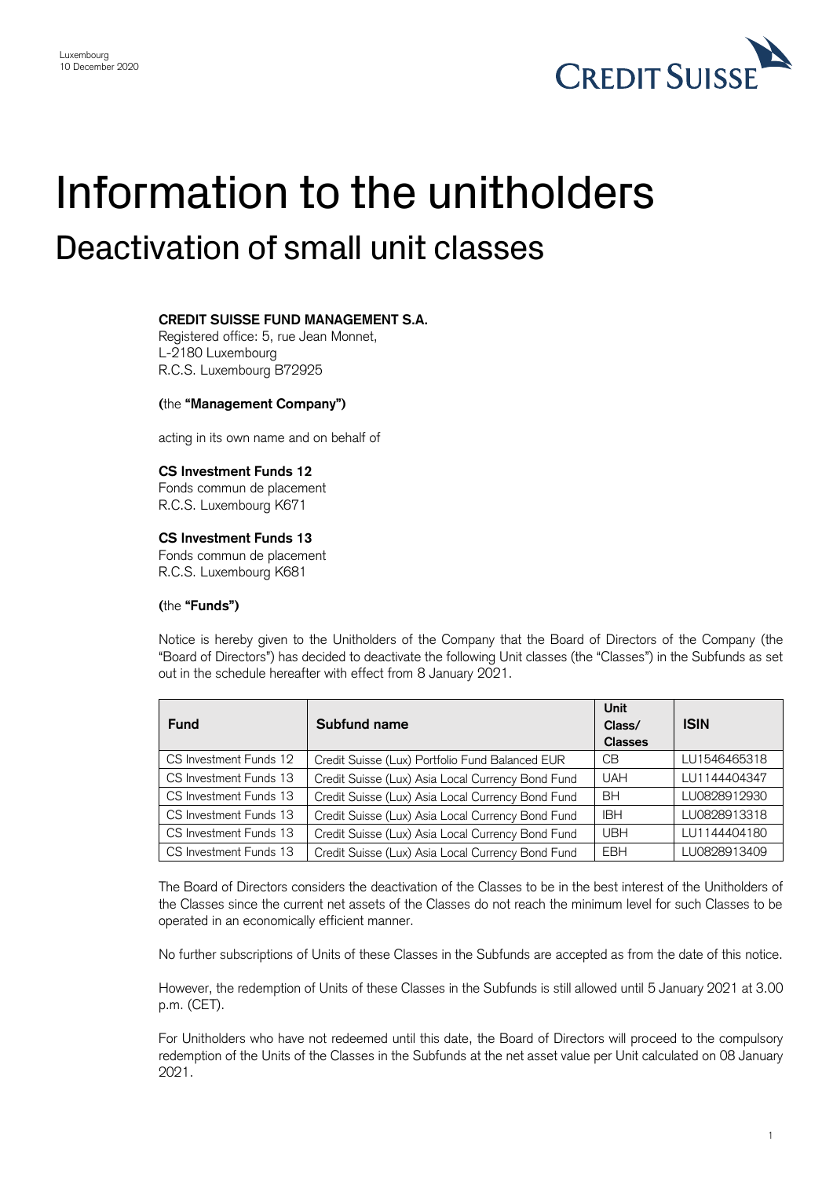Luxembourg
10 December 2020

# Information to the unitholders

## Deactivation of small unit classes

**CREDIT SUISSE FUND MANAGEMENT S.A.**
Registered office: 5, rue Jean Monnet,
L-2180 Luxembourg
R.C.S. Luxembourg B72925

**(**the **"Management Company")**

acting in its own name and on behalf of

**CS Investment Funds 12**
Fonds commun de placement
R.C.S. Luxembourg K671

**CS Investment Funds 13**
Fonds commun de placement
R.C.S. Luxembourg K681

**(**the **"Funds")**

Notice is hereby given to the Unitholders of the Company that the Board of Directors of the Company (the "Board of Directors") has decided to deactivate the following Unit classes (the "Classes") in the Subfunds as set out in the schedule hereafter with effect from 8 January 2021.

| Fund | Subfund name | Unit Class/ Classes | ISIN |
|---|---|---|---|
| CS Investment Funds 12 | Credit Suisse (Lux) Portfolio Fund Balanced EUR | CB | LU1546465318 |
| CS Investment Funds 13 | Credit Suisse (Lux) Asia Local Currency Bond Fund | UAH | LU1144404347 |
| CS Investment Funds 13 | Credit Suisse (Lux) Asia Local Currency Bond Fund | BH | LU0828912930 |
| CS Investment Funds 13 | Credit Suisse (Lux) Asia Local Currency Bond Fund | IBH | LU0828913318 |
| CS Investment Funds 13 | Credit Suisse (Lux) Asia Local Currency Bond Fund | UBH | LU1144404180 |
| CS Investment Funds 13 | Credit Suisse (Lux) Asia Local Currency Bond Fund | EBH | LU0828913409 |

The Board of Directors considers the deactivation of the Classes to be in the best interest of the Unitholders of the Classes since the current net assets of the Classes do not reach the minimum level for such Classes to be operated in an economically efficient manner.

No further subscriptions of Units of these Classes in the Subfunds are accepted as from the date of this notice.

However, the redemption of Units of these Classes in the Subfunds is still allowed until 5 January 2021 at 3.00 p.m. (CET).

For Unitholders who have not redeemed until this date, the Board of Directors will proceed to the compulsory redemption of the Units of the Classes in the Subfunds at the net asset value per Unit calculated on 08 January 2021.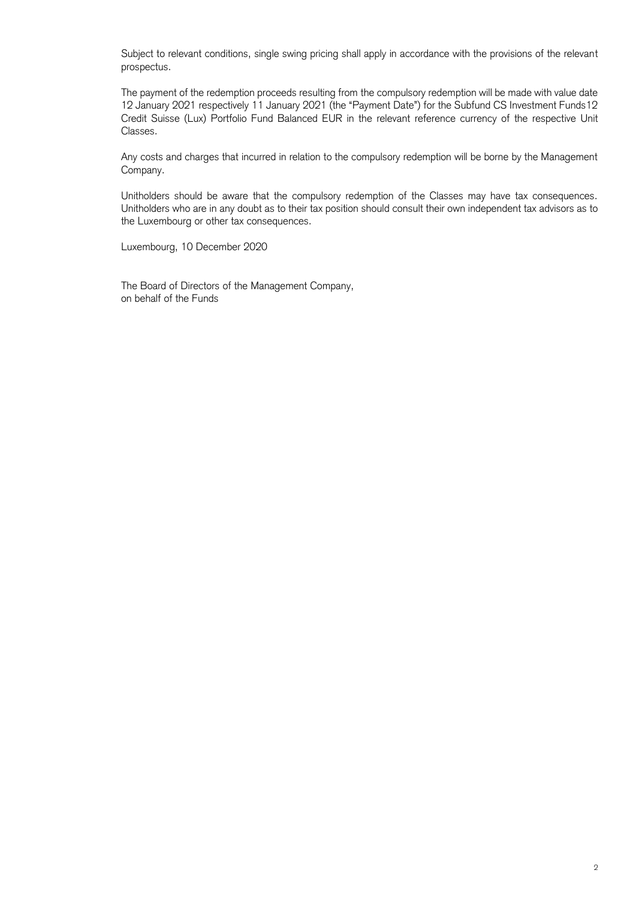Subject to relevant conditions, single swing pricing shall apply in accordance with the provisions of the relevant prospectus.

The payment of the redemption proceeds resulting from the compulsory redemption will be made with value date 12 January 2021 respectively 11 January 2021 (the "Payment Date") for the Subfund CS Investment Funds12 Credit Suisse (Lux) Portfolio Fund Balanced EUR in the relevant reference currency of the respective Unit Classes.

Any costs and charges that incurred in relation to the compulsory redemption will be borne by the Management Company.

Unitholders should be aware that the compulsory redemption of the Classes may have tax consequences. Unitholders who are in any doubt as to their tax position should consult their own independent tax advisors as to the Luxembourg or other tax consequences.

Luxembourg, 10 December 2020

The Board of Directors of the Management Company,
on behalf of the Funds